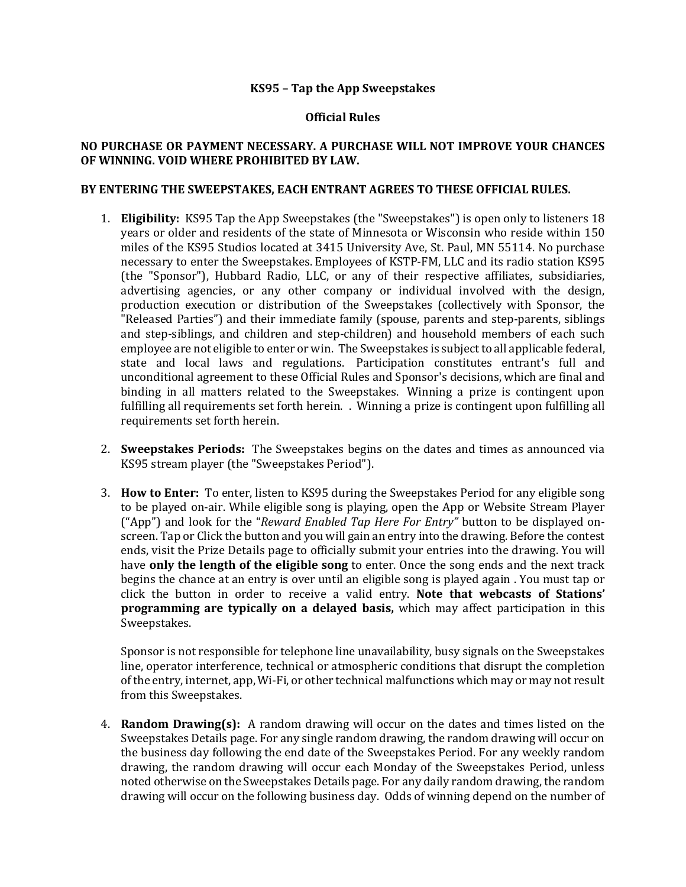# KS95 – Tap the App Sweepstakes

## Official Rules

**NO PURCHASE OR PAYMENT NECESSARY. A PURCHASE WILL NOT IMPROVE YOUR CHANCES OF WINNING. VOID WHERE PROHIBITED BY LAW.**

**BY ENTERING THE SWEEPSTAKES, EACH ENTRANT AGREES TO THESE OFFICIAL RULES.**

1. **Eligibility:** KS95 Tap the App Sweepstakes (the "Sweepstakes") is open only to listeners 18 years or older and residents of the state of Minnesota or Wisconsin who reside within 150 miles of the KS95 Studios located at 3415 University Ave, St. Paul, MN 55114. No purchase necessary to enter the Sweepstakes. Employees of KSTP-FM, LLC and its radio station KS95 (the "Sponsor"), Hubbard Radio, LLC, or any of their respective affiliates, subsidiaries, advertising agencies, or any other company or individual involved with the design, production execution or distribution of the Sweepstakes (collectively with Sponsor, the "Released Parties") and their immediate family (spouse, parents and step-parents, siblings and step-siblings, and children and step-children) and household members of each such employee are not eligible to enter or win. The Sweepstakes is subject to all applicable federal, state and local laws and regulations. Participation constitutes entrant's full and unconditional agreement to these Official Rules and Sponsor's decisions, which are final and binding in all matters related to the Sweepstakes. Winning a prize is contingent upon fulfilling all requirements set forth herein. . Winning a prize is contingent upon fulfilling all requirements set forth herein.

2. **Sweepstakes Periods:** The Sweepstakes begins on the dates and times as announced via KS95 stream player (the "Sweepstakes Period").

3. **How to Enter:** To enter, listen to KS95 during the Sweepstakes Period for any eligible song to be played on-air. While eligible song is playing, open the App or Website Stream Player ("App") and look for the "*Reward Enabled Tap Here For Entry"* button to be displayed on-screen. Tap or Click the button and you will gain an entry into the drawing. Before the contest ends, visit the Prize Details page to officially submit your entries into the drawing. You will have **only the length of the eligible song** to enter. Once the song ends and the next track begins the chance at an entry is over until an eligible song is played again . You must tap or click the button in order to receive a valid entry. **Note that webcasts of Stations' programming are typically on a delayed basis,** which may affect participation in this Sweepstakes.

   Sponsor is not responsible for telephone line unavailability, busy signals on the Sweepstakes line, operator interference, technical or atmospheric conditions that disrupt the completion of the entry, internet, app, Wi-Fi, or other technical malfunctions which may or may not result from this Sweepstakes.

4. **Random Drawing(s):** A random drawing will occur on the dates and times listed on the Sweepstakes Details page. For any single random drawing, the random drawing will occur on the business day following the end date of the Sweepstakes Period. For any weekly random drawing, the random drawing will occur each Monday of the Sweepstakes Period, unless noted otherwise on the Sweepstakes Details page. For any daily random drawing, the random drawing will occur on the following business day. Odds of winning depend on the number of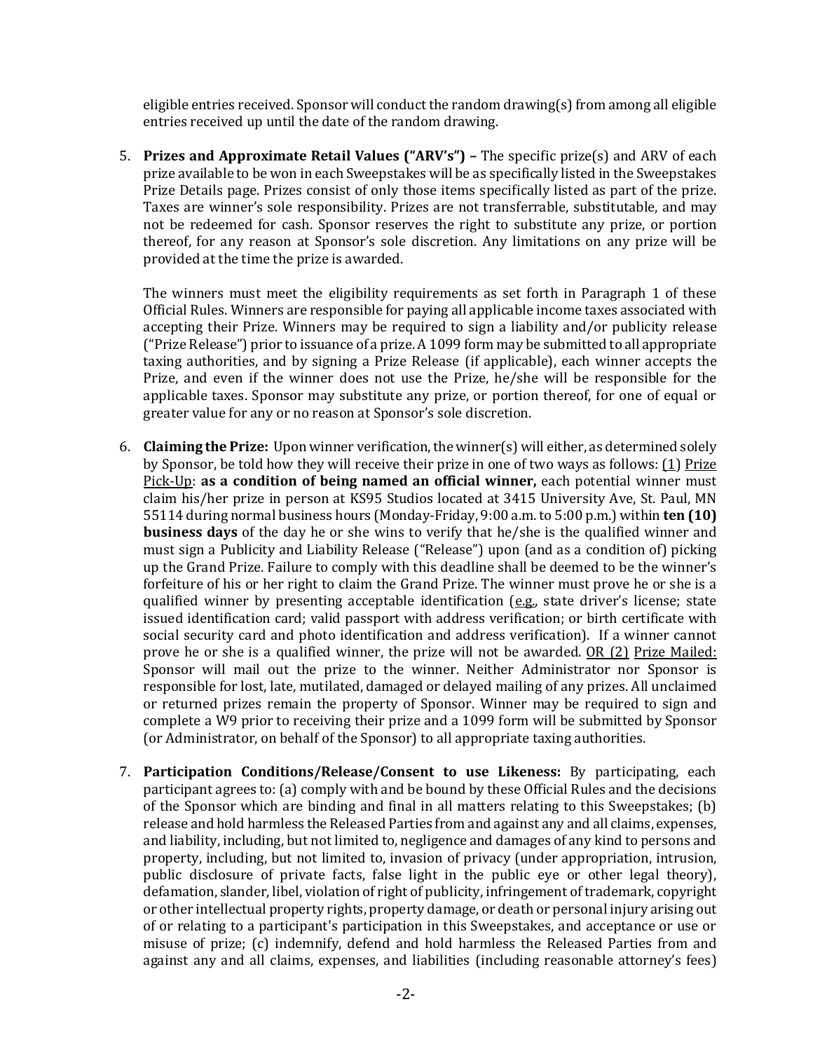eligible entries received. Sponsor will conduct the random drawing(s) from among all eligible entries received up until the date of the random drawing.

5. **Prizes and Approximate Retail Values ("ARV's") –** The specific prize(s) and ARV of each prize available to be won in each Sweepstakes will be as specifically listed in the Sweepstakes Prize Details page. Prizes consist of only those items specifically listed as part of the prize. Taxes are winner's sole responsibility. Prizes are not transferrable, substitutable, and may not be redeemed for cash. Sponsor reserves the right to substitute any prize, or portion thereof, for any reason at Sponsor's sole discretion. Any limitations on any prize will be provided at the time the prize is awarded.

   The winners must meet the eligibility requirements as set forth in Paragraph 1 of these Official Rules. Winners are responsible for paying all applicable income taxes associated with accepting their Prize. Winners may be required to sign a liability and/or publicity release ("Prize Release") prior to issuance of a prize. A 1099 form may be submitted to all appropriate taxing authorities, and by signing a Prize Release (if applicable), each winner accepts the Prize, and even if the winner does not use the Prize, he/she will be responsible for the applicable taxes. Sponsor may substitute any prize, or portion thereof, for one of equal or greater value for any or no reason at Sponsor's sole discretion.

6. **Claiming the Prize:** Upon winner verification, the winner(s) will either, as determined solely by Sponsor, be told how they will receive their prize in one of two ways as follows: (1) Prize Pick-Up: **as a condition of being named an official winner,** each potential winner must claim his/her prize in person at KS95 Studios located at 3415 University Ave, St. Paul, MN 55114 during normal business hours (Monday-Friday, 9:00 a.m. to 5:00 p.m.) within **ten (10) business days** of the day he or she wins to verify that he/she is the qualified winner and must sign a Publicity and Liability Release ("Release") upon (and as a condition of) picking up the Grand Prize. Failure to comply with this deadline shall be deemed to be the winner's forfeiture of his or her right to claim the Grand Prize. The winner must prove he or she is a qualified winner by presenting acceptable identification (e.g., state driver's license; state issued identification card; valid passport with address verification; or birth certificate with social security card and photo identification and address verification). If a winner cannot prove he or she is a qualified winner, the prize will not be awarded. OR (2) Prize Mailed: Sponsor will mail out the prize to the winner. Neither Administrator nor Sponsor is responsible for lost, late, mutilated, damaged or delayed mailing of any prizes. All unclaimed or returned prizes remain the property of Sponsor. Winner may be required to sign and complete a W9 prior to receiving their prize and a 1099 form will be submitted by Sponsor (or Administrator, on behalf of the Sponsor) to all appropriate taxing authorities.

7. **Participation Conditions/Release/Consent to use Likeness:** By participating, each participant agrees to: (a) comply with and be bound by these Official Rules and the decisions of the Sponsor which are binding and final in all matters relating to this Sweepstakes; (b) release and hold harmless the Released Parties from and against any and all claims, expenses, and liability, including, but not limited to, negligence and damages of any kind to persons and property, including, but not limited to, invasion of privacy (under appropriation, intrusion, public disclosure of private facts, false light in the public eye or other legal theory), defamation, slander, libel, violation of right of publicity, infringement of trademark, copyright or other intellectual property rights, property damage, or death or personal injury arising out of or relating to a participant's participation in this Sweepstakes, and acceptance or use or misuse of prize; (c) indemnify, defend and hold harmless the Released Parties from and against any and all claims, expenses, and liabilities (including reasonable attorney's fees)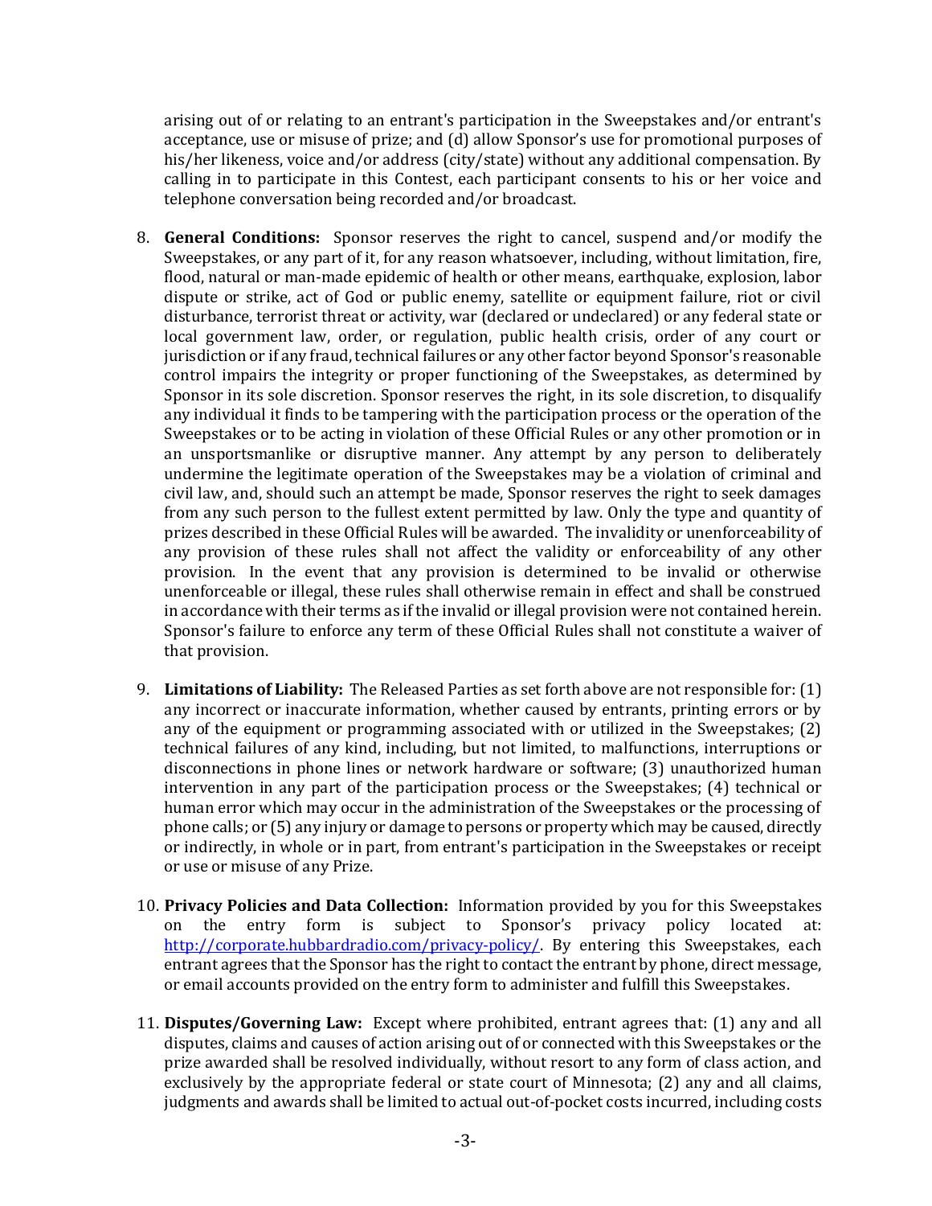arising out of or relating to an entrant's participation in the Sweepstakes and/or entrant's acceptance, use or misuse of prize; and (d) allow Sponsor's use for promotional purposes of his/her likeness, voice and/or address (city/state) without any additional compensation. By calling in to participate in this Contest, each participant consents to his or her voice and telephone conversation being recorded and/or broadcast.

8. **General Conditions:** Sponsor reserves the right to cancel, suspend and/or modify the Sweepstakes, or any part of it, for any reason whatsoever, including, without limitation, fire, flood, natural or man-made epidemic of health or other means, earthquake, explosion, labor dispute or strike, act of God or public enemy, satellite or equipment failure, riot or civil disturbance, terrorist threat or activity, war (declared or undeclared) or any federal state or local government law, order, or regulation, public health crisis, order of any court or jurisdiction or if any fraud, technical failures or any other factor beyond Sponsor's reasonable control impairs the integrity or proper functioning of the Sweepstakes, as determined by Sponsor in its sole discretion. Sponsor reserves the right, in its sole discretion, to disqualify any individual it finds to be tampering with the participation process or the operation of the Sweepstakes or to be acting in violation of these Official Rules or any other promotion or in an unsportsmanlike or disruptive manner. Any attempt by any person to deliberately undermine the legitimate operation of the Sweepstakes may be a violation of criminal and civil law, and, should such an attempt be made, Sponsor reserves the right to seek damages from any such person to the fullest extent permitted by law. Only the type and quantity of prizes described in these Official Rules will be awarded. The invalidity or unenforceability of any provision of these rules shall not affect the validity or enforceability of any other provision. In the event that any provision is determined to be invalid or otherwise unenforceable or illegal, these rules shall otherwise remain in effect and shall be construed in accordance with their terms as if the invalid or illegal provision were not contained herein. Sponsor's failure to enforce any term of these Official Rules shall not constitute a waiver of that provision.

9. **Limitations of Liability:** The Released Parties as set forth above are not responsible for: (1) any incorrect or inaccurate information, whether caused by entrants, printing errors or by any of the equipment or programming associated with or utilized in the Sweepstakes; (2) technical failures of any kind, including, but not limited, to malfunctions, interruptions or disconnections in phone lines or network hardware or software; (3) unauthorized human intervention in any part of the participation process or the Sweepstakes; (4) technical or human error which may occur in the administration of the Sweepstakes or the processing of phone calls; or (5) any injury or damage to persons or property which may be caused, directly or indirectly, in whole or in part, from entrant's participation in the Sweepstakes or receipt or use or misuse of any Prize.

10. **Privacy Policies and Data Collection:** Information provided by you for this Sweepstakes on the entry form is subject to Sponsor's privacy policy located at: http://corporate.hubbardradio.com/privacy-policy/. By entering this Sweepstakes, each entrant agrees that the Sponsor has the right to contact the entrant by phone, direct message, or email accounts provided on the entry form to administer and fulfill this Sweepstakes.

11. **Disputes/Governing Law:** Except where prohibited, entrant agrees that: (1) any and all disputes, claims and causes of action arising out of or connected with this Sweepstakes or the prize awarded shall be resolved individually, without resort to any form of class action, and exclusively by the appropriate federal or state court of Minnesota; (2) any and all claims, judgments and awards shall be limited to actual out-of-pocket costs incurred, including costs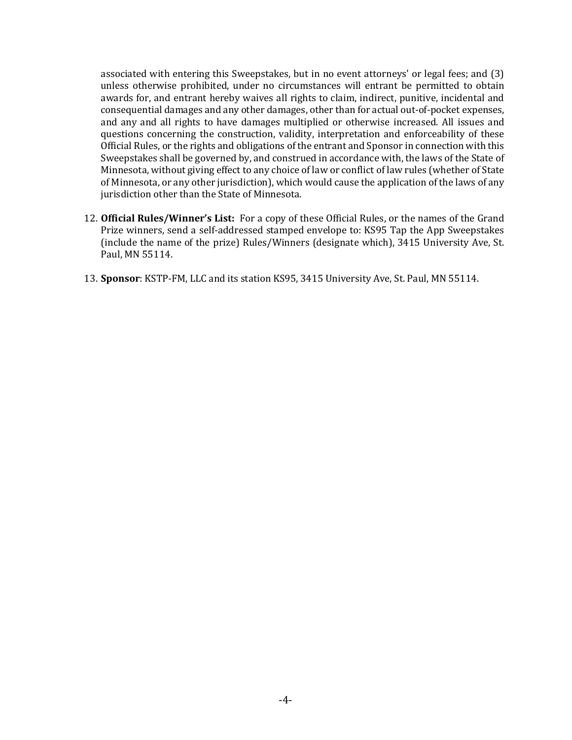associated with entering this Sweepstakes, but in no event attorneys' or legal fees; and (3) unless otherwise prohibited, under no circumstances will entrant be permitted to obtain awards for, and entrant hereby waives all rights to claim, indirect, punitive, incidental and consequential damages and any other damages, other than for actual out-of-pocket expenses, and any and all rights to have damages multiplied or otherwise increased. All issues and questions concerning the construction, validity, interpretation and enforceability of these Official Rules, or the rights and obligations of the entrant and Sponsor in connection with this Sweepstakes shall be governed by, and construed in accordance with, the laws of the State of Minnesota, without giving effect to any choice of law or conflict of law rules (whether of State of Minnesota, or any other jurisdiction), which would cause the application of the laws of any jurisdiction other than the State of Minnesota.

12. **Official Rules/Winner's List:** For a copy of these Official Rules, or the names of the Grand Prize winners, send a self-addressed stamped envelope to: KS95 Tap the App Sweepstakes (include the name of the prize) Rules/Winners (designate which), 3415 University Ave, St. Paul, MN 55114.

13. **Sponsor**: KSTP-FM, LLC and its station KS95, 3415 University Ave, St. Paul, MN 55114.